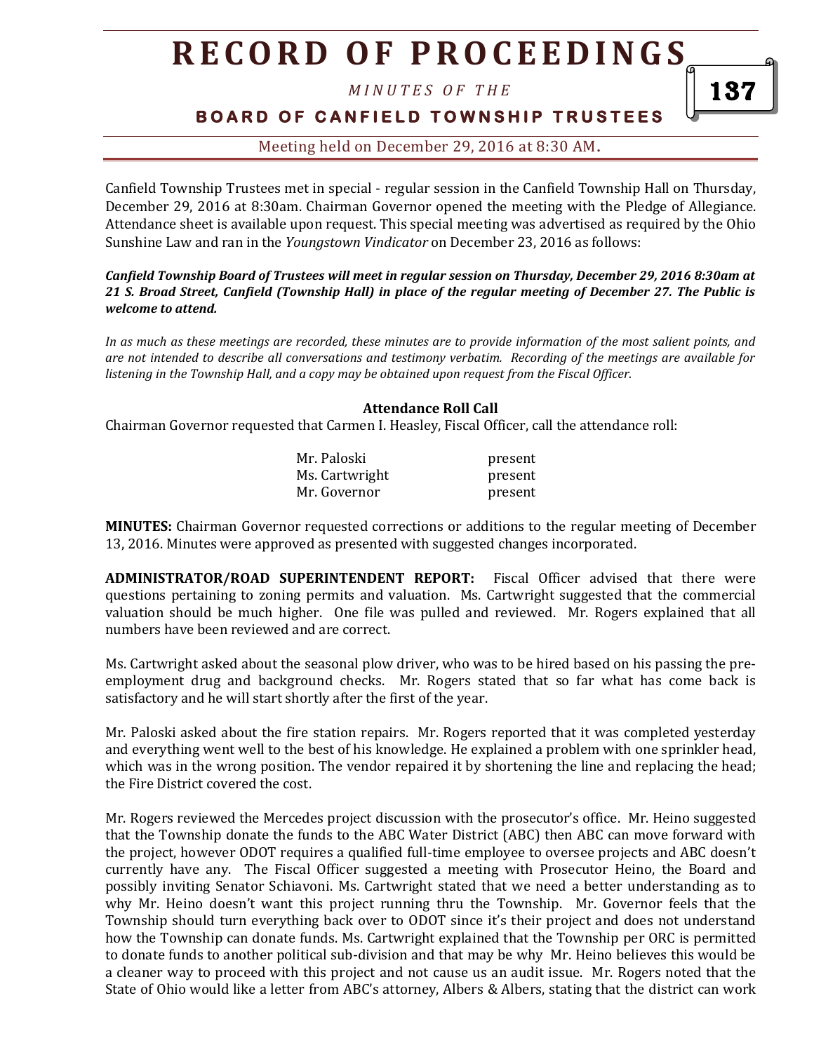# RECORD OF PROCEEDINGS

*MINUTES OF THE*

## BOARD OF CANFIELD TOWNSHIP TRUSTEES

Meeting held on December 29, 2016 at 8:30 AM.

Canfield Township Trustees met in special - regular session in the Canfield Township Hall on Thursday, December 29, 2016 at 8:30am. Chairman Governor opened the meeting with the Pledge of Allegiance. Attendance sheet is available upon request. This special meeting was advertised as required by the Ohio Sunshine Law and ran in the *Youngstown Vindicator* on December 23, 2016 as follows:

***Canfield Township Board of Trustees will meet in regular session on Thursday, December 29, 2016 8:30am at 21 S. Broad Street, Canfield (Township Hall) in place of the regular meeting of December 27. The Public is welcome to attend.***

*In as much as these meetings are recorded, these minutes are to provide information of the most salient points, and are not intended to describe all conversations and testimony verbatim. Recording of the meetings are available for listening in the Township Hall, and a copy may be obtained upon request from the Fiscal Officer.*

**Attendance Roll Call**

Chairman Governor requested that Carmen I. Heasley, Fiscal Officer, call the attendance roll:

| | |
|---|---|
| Mr. Paloski | present |
| Ms. Cartwright | present |
| Mr. Governor | present |

**MINUTES:** Chairman Governor requested corrections or additions to the regular meeting of December 13, 2016. Minutes were approved as presented with suggested changes incorporated.

**ADMINISTRATOR/ROAD SUPERINTENDENT REPORT:** Fiscal Officer advised that there were questions pertaining to zoning permits and valuation. Ms. Cartwright suggested that the commercial valuation should be much higher. One file was pulled and reviewed. Mr. Rogers explained that all numbers have been reviewed and are correct.

Ms. Cartwright asked about the seasonal plow driver, who was to be hired based on his passing the pre-employment drug and background checks. Mr. Rogers stated that so far what has come back is satisfactory and he will start shortly after the first of the year.

Mr. Paloski asked about the fire station repairs. Mr. Rogers reported that it was completed yesterday and everything went well to the best of his knowledge. He explained a problem with one sprinkler head, which was in the wrong position. The vendor repaired it by shortening the line and replacing the head; the Fire District covered the cost.

Mr. Rogers reviewed the Mercedes project discussion with the prosecutor's office. Mr. Heino suggested that the Township donate the funds to the ABC Water District (ABC) then ABC can move forward with the project, however ODOT requires a qualified full-time employee to oversee projects and ABC doesn't currently have any. The Fiscal Officer suggested a meeting with Prosecutor Heino, the Board and possibly inviting Senator Schiavoni. Ms. Cartwright stated that we need a better understanding as to why Mr. Heino doesn't want this project running thru the Township. Mr. Governor feels that the Township should turn everything back over to ODOT since it's their project and does not understand how the Township can donate funds. Ms. Cartwright explained that the Township per ORC is permitted to donate funds to another political sub-division and that may be why Mr. Heino believes this would be a cleaner way to proceed with this project and not cause us an audit issue. Mr. Rogers noted that the State of Ohio would like a letter from ABC's attorney, Albers & Albers, stating that the district can work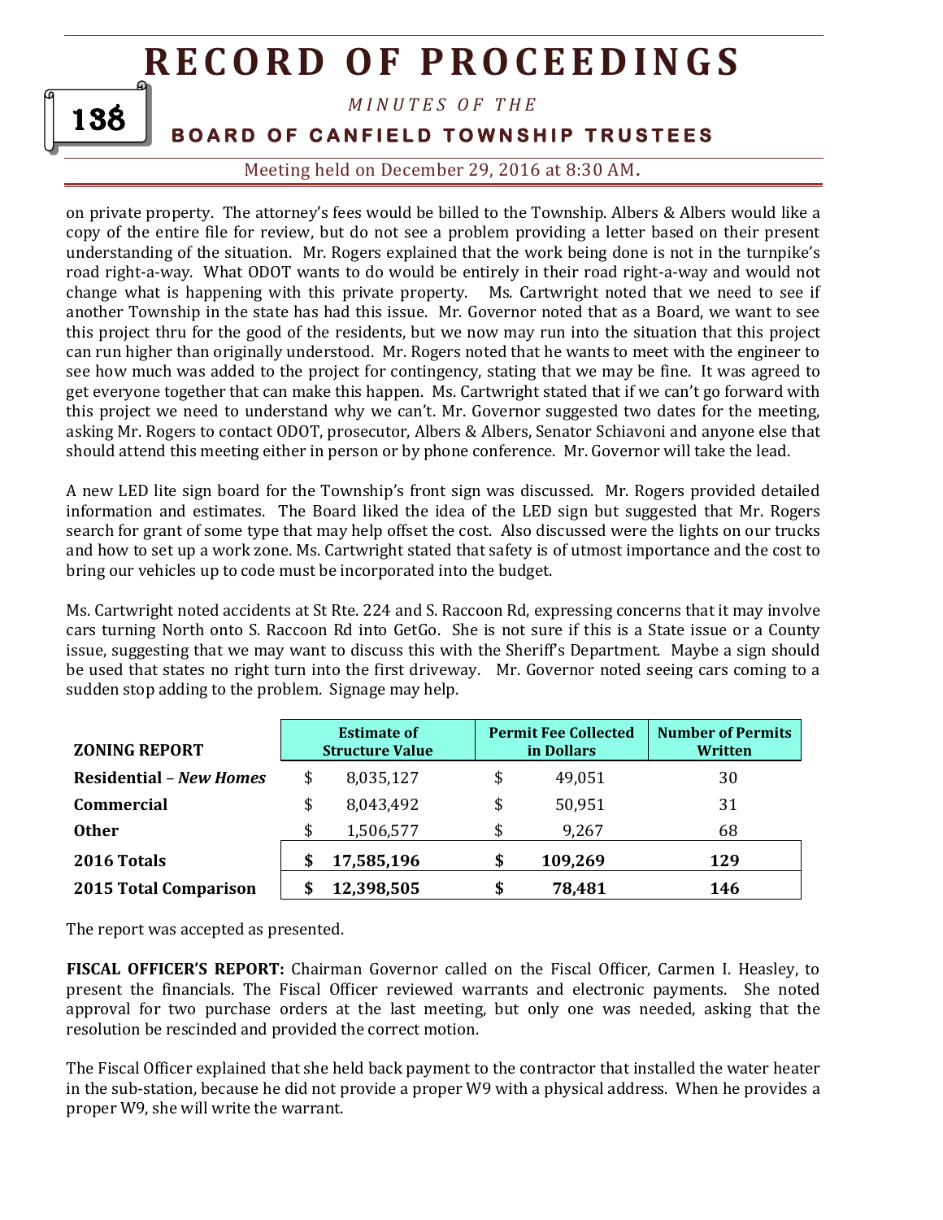on private property. The attorney's fees would be billed to the Township. Albers & Albers would like a copy of the entire file for review, but do not see a problem providing a letter based on their present understanding of the situation. Mr. Rogers explained that the work being done is not in the turnpike's road right-a-way. What ODOT wants to do would be entirely in their road right-a-way and would not change what is happening with this private property. Ms. Cartwright noted that we need to see if another Township in the state has had this issue. Mr. Governor noted that as a Board, we want to see this project thru for the good of the residents, but we now may run into the situation that this project can run higher than originally understood. Mr. Rogers noted that he wants to meet with the engineer to see how much was added to the project for contingency, stating that we may be fine. It was agreed to get everyone together that can make this happen. Ms. Cartwright stated that if we can't go forward with this project we need to understand why we can't. Mr. Governor suggested two dates for the meeting, asking Mr. Rogers to contact ODOT, prosecutor, Albers & Albers, Senator Schiavoni and anyone else that should attend this meeting either in person or by phone conference. Mr. Governor will take the lead.

A new LED lite sign board for the Township's front sign was discussed. Mr. Rogers provided detailed information and estimates. The Board liked the idea of the LED sign but suggested that Mr. Rogers search for grant of some type that may help offset the cost. Also discussed were the lights on our trucks and how to set up a work zone. Ms. Cartwright stated that safety is of utmost importance and the cost to bring our vehicles up to code must be incorporated into the budget.

Ms. Cartwright noted accidents at St Rte. 224 and S. Raccoon Rd, expressing concerns that it may involve cars turning North onto S. Raccoon Rd into GetGo. She is not sure if this is a State issue or a County issue, suggesting that we may want to discuss this with the Sheriff's Department. Maybe a sign should be used that states no right turn into the first driveway. Mr. Governor noted seeing cars coming to a sudden stop adding to the problem. Signage may help.

| ZONING REPORT | Estimate of Structure Value | Permit Fee Collected in Dollars | Number of Permits Written |
|---|---|---|---|
| **Residential** – ***New Homes*** | $ 8,035,127 | $ 49,051 | 30 |
| **Commercial** | $ 8,043,492 | $ 50,951 | 31 |
| **Other** | $ 1,506,577 | $ 9,267 | 68 |
| **2016 Totals** | **$ 17,585,196** | **$ 109,269** | **129** |
| **2015 Total Comparison** | **$ 12,398,505** | **$ 78,481** | **146** |

The report was accepted as presented.

**FISCAL OFFICER'S REPORT:** Chairman Governor called on the Fiscal Officer, Carmen I. Heasley, to present the financials. The Fiscal Officer reviewed warrants and electronic payments. She noted approval for two purchase orders at the last meeting, but only one was needed, asking that the resolution be rescinded and provided the correct motion.

The Fiscal Officer explained that she held back payment to the contractor that installed the water heater in the sub-station, because he did not provide a proper W9 with a physical address. When he provides a proper W9, she will write the warrant.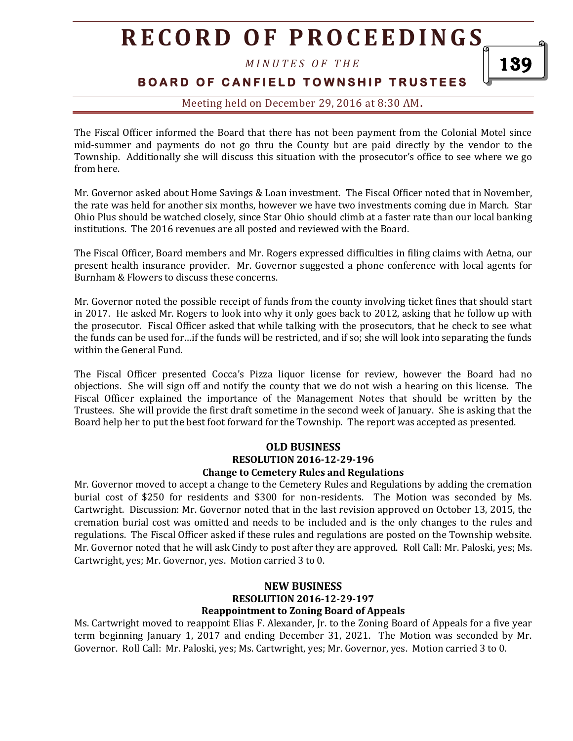The Fiscal Officer informed the Board that there has not been payment from the Colonial Motel since mid-summer and payments do not go thru the County but are paid directly by the vendor to the Township. Additionally she will discuss this situation with the prosecutor's office to see where we go from here.

Mr. Governor asked about Home Savings & Loan investment. The Fiscal Officer noted that in November, the rate was held for another six months, however we have two investments coming due in March. Star Ohio Plus should be watched closely, since Star Ohio should climb at a faster rate than our local banking institutions. The 2016 revenues are all posted and reviewed with the Board.

The Fiscal Officer, Board members and Mr. Rogers expressed difficulties in filing claims with Aetna, our present health insurance provider. Mr. Governor suggested a phone conference with local agents for Burnham & Flowers to discuss these concerns.

Mr. Governor noted the possible receipt of funds from the county involving ticket fines that should start in 2017. He asked Mr. Rogers to look into why it only goes back to 2012, asking that he follow up with the prosecutor. Fiscal Officer asked that while talking with the prosecutors, that he check to see what the funds can be used for…if the funds will be restricted, and if so; she will look into separating the funds within the General Fund.

The Fiscal Officer presented Cocca's Pizza liquor license for review, however the Board had no objections. She will sign off and notify the county that we do not wish a hearing on this license. The Fiscal Officer explained the importance of the Management Notes that should be written by the Trustees. She will provide the first draft sometime in the second week of January. She is asking that the Board help her to put the best foot forward for the Township. The report was accepted as presented.

## OLD BUSINESS

### RESOLUTION 2016-12-29-196

### Change to Cemetery Rules and Regulations

Mr. Governor moved to accept a change to the Cemetery Rules and Regulations by adding the cremation burial cost of $250 for residents and $300 for non-residents. The Motion was seconded by Ms. Cartwright. Discussion: Mr. Governor noted that in the last revision approved on October 13, 2015, the cremation burial cost was omitted and needs to be included and is the only changes to the rules and regulations. The Fiscal Officer asked if these rules and regulations are posted on the Township website. Mr. Governor noted that he will ask Cindy to post after they are approved. Roll Call: Mr. Paloski, yes; Ms. Cartwright, yes; Mr. Governor, yes. Motion carried 3 to 0.

## NEW BUSINESS

### RESOLUTION 2016-12-29-197

### Reappointment to Zoning Board of Appeals

Ms. Cartwright moved to reappoint Elias F. Alexander, Jr. to the Zoning Board of Appeals for a five year term beginning January 1, 2017 and ending December 31, 2021. The Motion was seconded by Mr. Governor. Roll Call: Mr. Paloski, yes; Ms. Cartwright, yes; Mr. Governor, yes. Motion carried 3 to 0.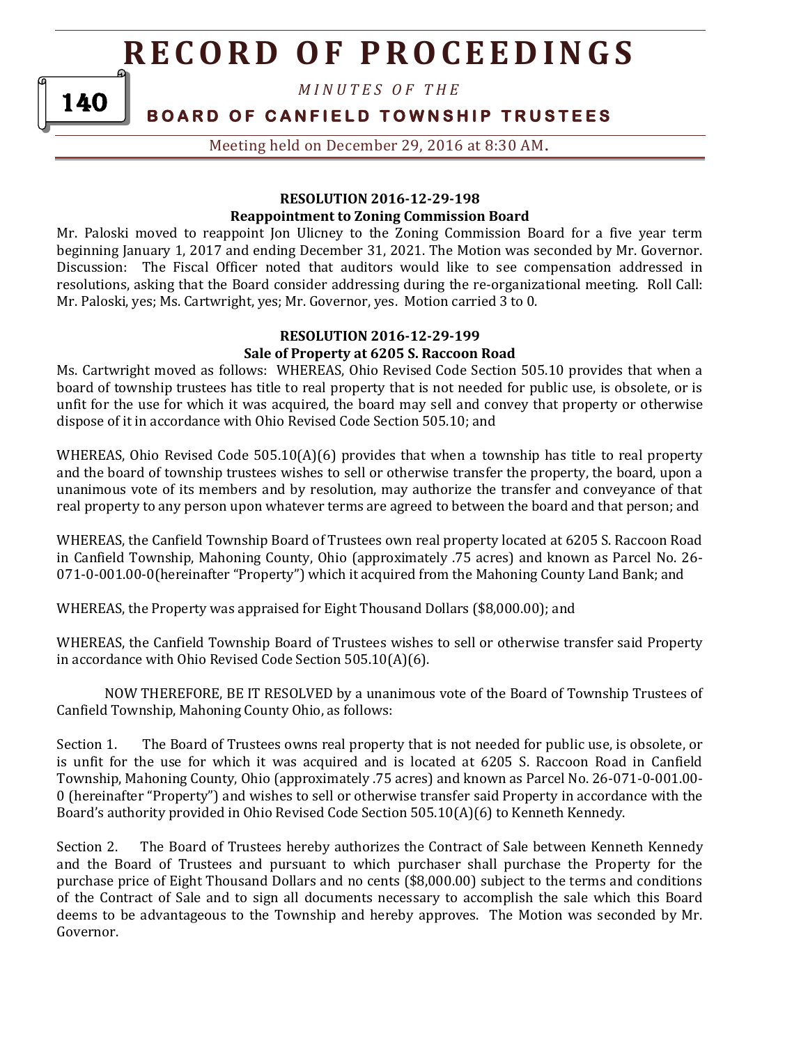**RESOLUTION 2016-12-29-198**
**Reappointment to Zoning Commission Board**

Mr. Paloski moved to reappoint Jon Ulicney to the Zoning Commission Board for a five year term beginning January 1, 2017 and ending December 31, 2021. The Motion was seconded by Mr. Governor. Discussion: The Fiscal Officer noted that auditors would like to see compensation addressed in resolutions, asking that the Board consider addressing during the re-organizational meeting. Roll Call: Mr. Paloski, yes; Ms. Cartwright, yes; Mr. Governor, yes. Motion carried 3 to 0.

**RESOLUTION 2016-12-29-199**
**Sale of Property at 6205 S. Raccoon Road**

Ms. Cartwright moved as follows: WHEREAS, Ohio Revised Code Section 505.10 provides that when a board of township trustees has title to real property that is not needed for public use, is obsolete, or is unfit for the use for which it was acquired, the board may sell and convey that property or otherwise dispose of it in accordance with Ohio Revised Code Section 505.10; and

WHEREAS, Ohio Revised Code 505.10(A)(6) provides that when a township has title to real property and the board of township trustees wishes to sell or otherwise transfer the property, the board, upon a unanimous vote of its members and by resolution, may authorize the transfer and conveyance of that real property to any person upon whatever terms are agreed to between the board and that person; and

WHEREAS, the Canfield Township Board of Trustees own real property located at 6205 S. Raccoon Road in Canfield Township, Mahoning County, Ohio (approximately .75 acres) and known as Parcel No. 26-071-0-001.00-0(hereinafter "Property") which it acquired from the Mahoning County Land Bank; and

WHEREAS, the Property was appraised for Eight Thousand Dollars ($8,000.00); and

WHEREAS, the Canfield Township Board of Trustees wishes to sell or otherwise transfer said Property in accordance with Ohio Revised Code Section 505.10(A)(6).

NOW THEREFORE, BE IT RESOLVED by a unanimous vote of the Board of Township Trustees of Canfield Township, Mahoning County Ohio, as follows:

Section 1. The Board of Trustees owns real property that is not needed for public use, is obsolete, or is unfit for the use for which it was acquired and is located at 6205 S. Raccoon Road in Canfield Township, Mahoning County, Ohio (approximately .75 acres) and known as Parcel No. 26-071-0-001.00-0 (hereinafter "Property") and wishes to sell or otherwise transfer said Property in accordance with the Board's authority provided in Ohio Revised Code Section 505.10(A)(6) to Kenneth Kennedy.

Section 2. The Board of Trustees hereby authorizes the Contract of Sale between Kenneth Kennedy and the Board of Trustees and pursuant to which purchaser shall purchase the Property for the purchase price of Eight Thousand Dollars and no cents ($8,000.00) subject to the terms and conditions of the Contract of Sale and to sign all documents necessary to accomplish the sale which this Board deems to be advantageous to the Township and hereby approves. The Motion was seconded by Mr. Governor.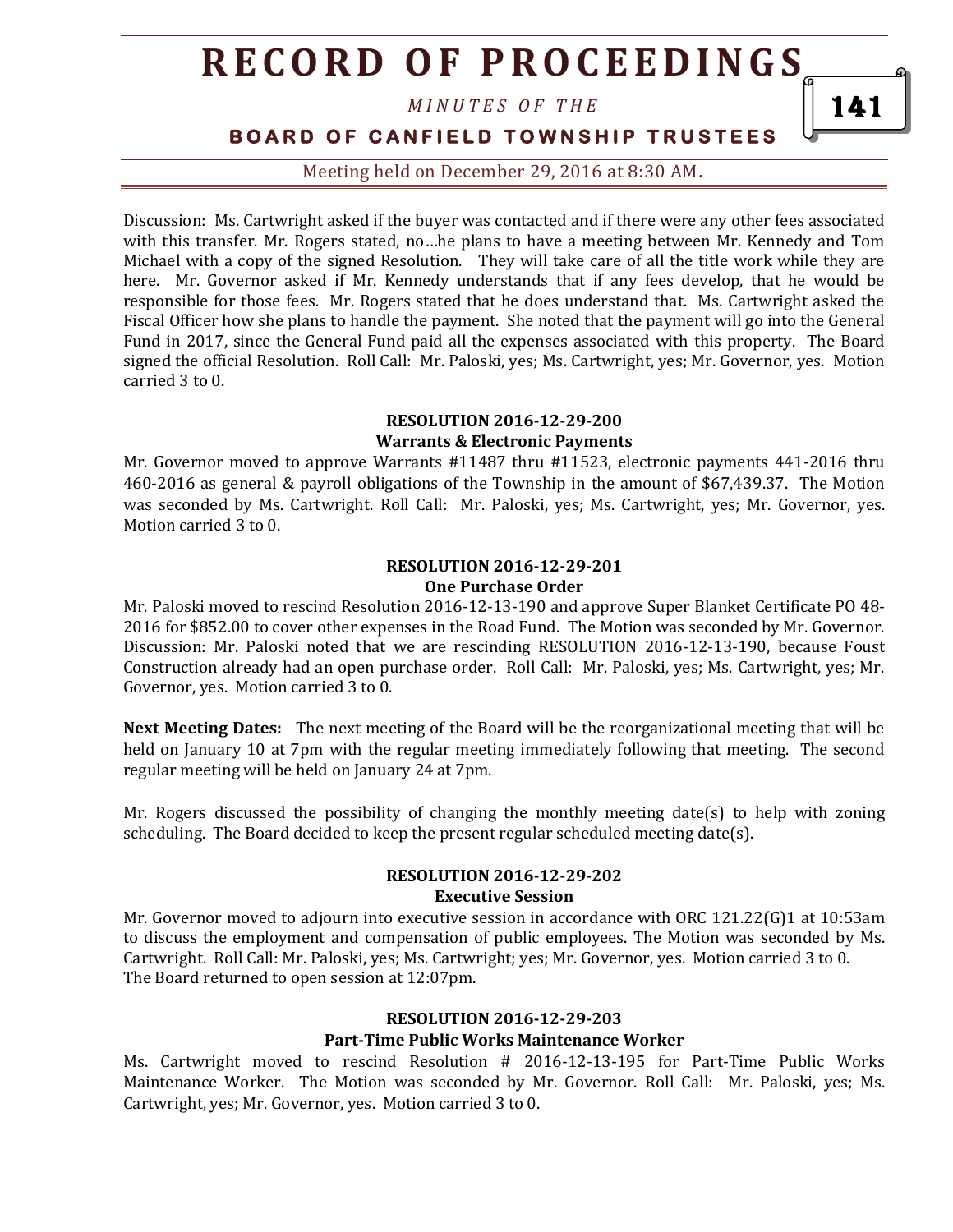Discussion: Ms. Cartwright asked if the buyer was contacted and if there were any other fees associated with this transfer. Mr. Rogers stated, no…he plans to have a meeting between Mr. Kennedy and Tom Michael with a copy of the signed Resolution. They will take care of all the title work while they are here. Mr. Governor asked if Mr. Kennedy understands that if any fees develop, that he would be responsible for those fees. Mr. Rogers stated that he does understand that. Ms. Cartwright asked the Fiscal Officer how she plans to handle the payment. She noted that the payment will go into the General Fund in 2017, since the General Fund paid all the expenses associated with this property. The Board signed the official Resolution. Roll Call: Mr. Paloski, yes; Ms. Cartwright, yes; Mr. Governor, yes. Motion carried 3 to 0.

**RESOLUTION 2016-12-29-200**
**Warrants & Electronic Payments**

Mr. Governor moved to approve Warrants #11487 thru #11523, electronic payments 441-2016 thru 460-2016 as general & payroll obligations of the Township in the amount of $67,439.37. The Motion was seconded by Ms. Cartwright. Roll Call: Mr. Paloski, yes; Ms. Cartwright, yes; Mr. Governor, yes. Motion carried 3 to 0.

**RESOLUTION 2016-12-29-201**
**One Purchase Order**

Mr. Paloski moved to rescind Resolution 2016-12-13-190 and approve Super Blanket Certificate PO 48-2016 for $852.00 to cover other expenses in the Road Fund. The Motion was seconded by Mr. Governor. Discussion: Mr. Paloski noted that we are rescinding RESOLUTION 2016-12-13-190, because Foust Construction already had an open purchase order. Roll Call: Mr. Paloski, yes; Ms. Cartwright, yes; Mr. Governor, yes. Motion carried 3 to 0.

**Next Meeting Dates:** The next meeting of the Board will be the reorganizational meeting that will be held on January 10 at 7pm with the regular meeting immediately following that meeting. The second regular meeting will be held on January 24 at 7pm.

Mr. Rogers discussed the possibility of changing the monthly meeting date(s) to help with zoning scheduling. The Board decided to keep the present regular scheduled meeting date(s).

**RESOLUTION 2016-12-29-202**
**Executive Session**

Mr. Governor moved to adjourn into executive session in accordance with ORC 121.22(G)1 at 10:53am to discuss the employment and compensation of public employees. The Motion was seconded by Ms. Cartwright. Roll Call: Mr. Paloski, yes; Ms. Cartwright; yes; Mr. Governor, yes. Motion carried 3 to 0.
The Board returned to open session at 12:07pm.

**RESOLUTION 2016-12-29-203**
**Part-Time Public Works Maintenance Worker**

Ms. Cartwright moved to rescind Resolution # 2016-12-13-195 for Part-Time Public Works Maintenance Worker. The Motion was seconded by Mr. Governor. Roll Call: Mr. Paloski, yes; Ms. Cartwright, yes; Mr. Governor, yes. Motion carried 3 to 0.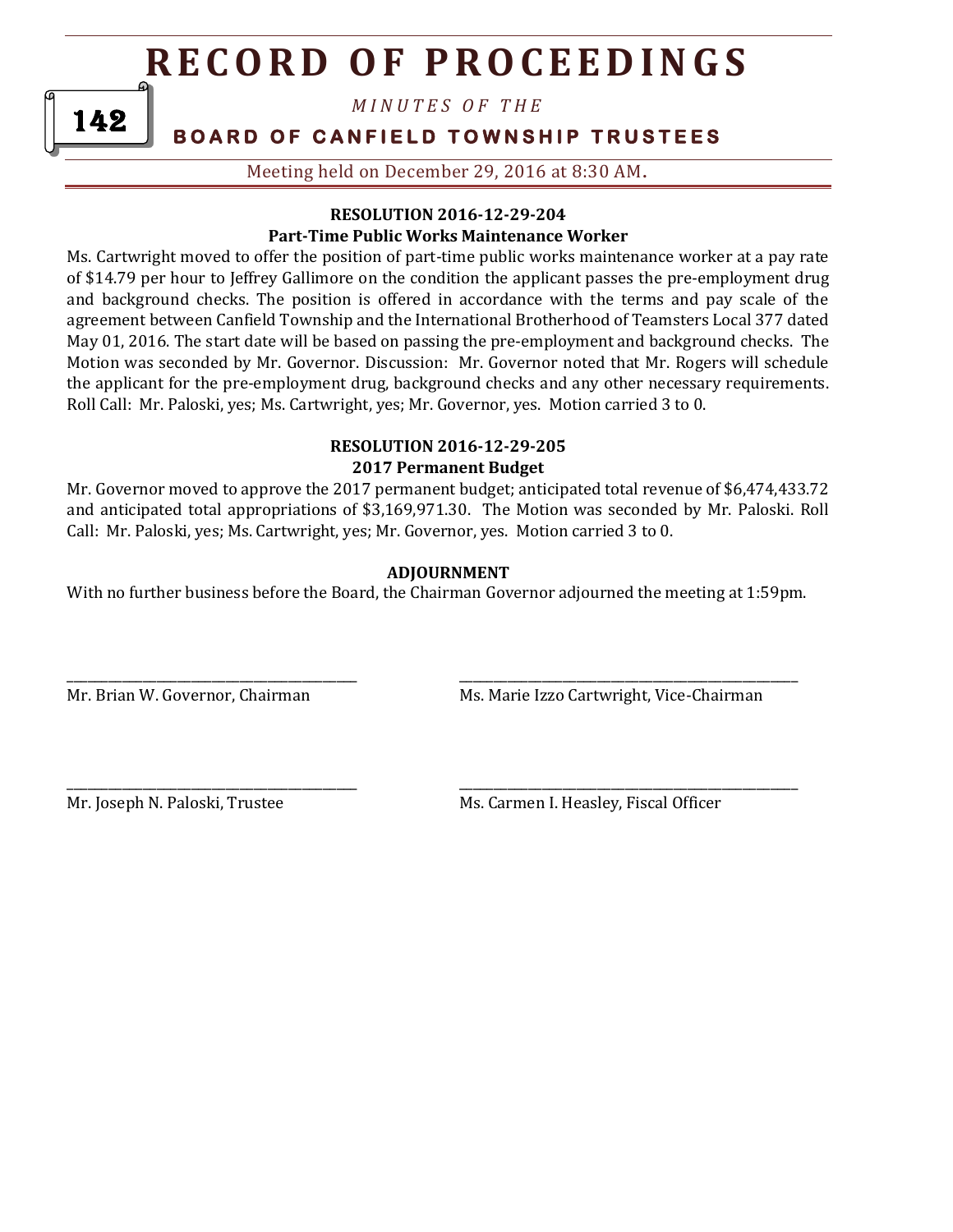### RESOLUTION 2016-12-29-204
### Part-Time Public Works Maintenance Worker

Ms. Cartwright moved to offer the position of part-time public works maintenance worker at a pay rate of $14.79 per hour to Jeffrey Gallimore on the condition the applicant passes the pre-employment drug and background checks. The position is offered in accordance with the terms and pay scale of the agreement between Canfield Township and the International Brotherhood of Teamsters Local 377 dated May 01, 2016. The start date will be based on passing the pre-employment and background checks. The Motion was seconded by Mr. Governor. Discussion: Mr. Governor noted that Mr. Rogers will schedule the applicant for the pre-employment drug, background checks and any other necessary requirements. Roll Call: Mr. Paloski, yes; Ms. Cartwright, yes; Mr. Governor, yes. Motion carried 3 to 0.

### RESOLUTION 2016-12-29-205
### 2017 Permanent Budget

Mr. Governor moved to approve the 2017 permanent budget; anticipated total revenue of $6,474,433.72 and anticipated total appropriations of $3,169,971.30. The Motion was seconded by Mr. Paloski. Roll Call: Mr. Paloski, yes; Ms. Cartwright, yes; Mr. Governor, yes. Motion carried 3 to 0.

### ADJOURNMENT

With no further business before the Board, the Chairman Governor adjourned the meeting at 1:59pm.

\_\_\_\_\_\_\_\_\_\_\_\_\_\_\_\_\_\_\_\_\_\_\_\_\_\_\_\_\_\_\_\_\_\_\_\_\_\_\_\_
Mr. Brian W. Governor, Chairman

\_\_\_\_\_\_\_\_\_\_\_\_\_\_\_\_\_\_\_\_\_\_\_\_\_\_\_\_\_\_\_\_\_\_\_\_\_\_\_\_
Ms. Marie Izzo Cartwright, Vice-Chairman

\_\_\_\_\_\_\_\_\_\_\_\_\_\_\_\_\_\_\_\_\_\_\_\_\_\_\_\_\_\_\_\_\_\_\_\_\_\_\_\_
Mr. Joseph N. Paloski, Trustee

\_\_\_\_\_\_\_\_\_\_\_\_\_\_\_\_\_\_\_\_\_\_\_\_\_\_\_\_\_\_\_\_\_\_\_\_\_\_\_\_
Ms. Carmen I. Heasley, Fiscal Officer